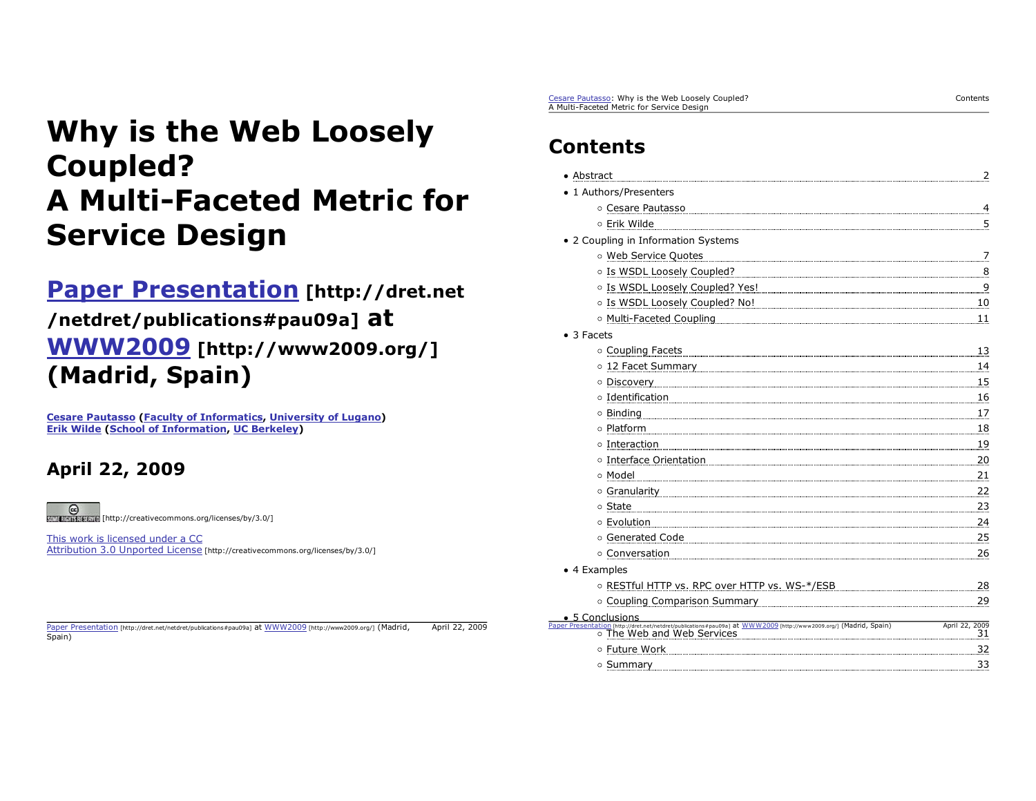# Why is the Web Loosely Coupled? A Multi-Faceted Metric for Service Design

## Paper Presentation [http://dret.net/netdret/publications#pau09a] at WWW2009 [http://www2009.org/] (Madrid, Spain)

**Cesare Pautasso (Faculty of Informatics, University of Lugano)**
**Erik Wilde (School of Information, UC Berkeley)**

### April 22, 2009

[http://creativecommons.org/licenses/by/3.0/]

This work is licensed under a CC Attribution 3.0 Unported License [http://creativecommons.org/licenses/by/3.0/]

## Contents

- Abstract ..... 2
- 1 Authors/Presenters
  - Cesare Pautasso ..... 4
  - Erik Wilde ..... 5
- 2 Coupling in Information Systems
  - Web Service Quotes ..... 7
  - Is WSDL Loosely Coupled? ..... 8
  - Is WSDL Loosely Coupled? Yes! ..... 9
  - Is WSDL Loosely Coupled? No! ..... 10
  - Multi-Faceted Coupling ..... 11
- 3 Facets
  - Coupling Facets ..... 13
  - 12 Facet Summary ..... 14
  - Discovery ..... 15
  - Identification ..... 16
  - Binding ..... 17
  - Platform ..... 18
  - Interaction ..... 19
  - Interface Orientation ..... 20
  - Model ..... 21
  - Granularity ..... 22
  - State ..... 23
  - Evolution ..... 24
  - Generated Code ..... 25
  - Conversation ..... 26
- 4 Examples
  - RESTful HTTP vs. RPC over HTTP vs. WS-*/ESB ..... 28
  - Coupling Comparison Summary ..... 29
- 5 Conclusions
  - The Web and Web Services ..... 31
  - Future Work ..... 32
  - Summary ..... 33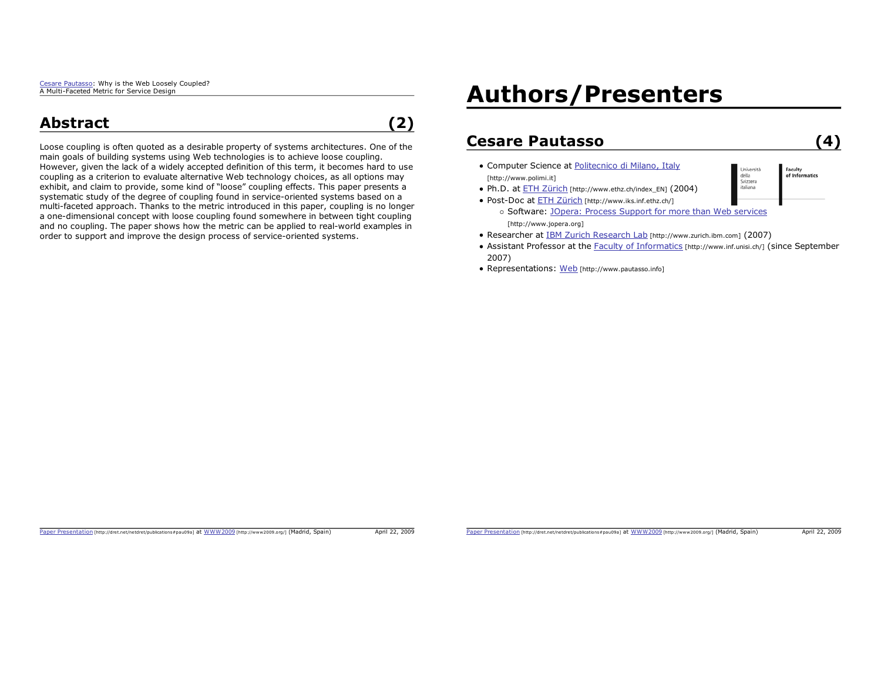## Abstract (2)

Loose coupling is often quoted as a desirable property of systems architectures. One of the main goals of building systems using Web technologies is to achieve loose coupling. However, given the lack of a widely accepted definition of this term, it becomes hard to use coupling as a criterion to evaluate alternative Web technology choices, as all options may exhibit, and claim to provide, some kind of "loose" coupling effects. This paper presents a systematic study of the degree of coupling found in service-oriented systems based on a multi-faceted approach. Thanks to the metric introduced in this paper, coupling is no longer a one-dimensional concept with loose coupling found somewhere in between tight coupling and no coupling. The paper shows how the metric can be applied to real-world examples in order to support and improve the design process of service-oriented systems.

# Authors/Presenters

## Cesare Pautasso (4)

- Computer Science at Politecnico di Milano, Italy [http://www.polimi.it]
- Ph.D. at ETH Zürich [http://www.ethz.ch/index_EN] (2004)
- Post-Doc at ETH Zürich [http://www.iks.inf.ethz.ch/]
  - Software: JOpera: Process Support for more than Web services [http://www.jopera.org]
- Researcher at IBM Zurich Research Lab [http://www.zurich.ibm.com] (2007)
- Assistant Professor at the Faculty of Informatics [http://www.inf.unisi.ch/] (since September 2007)
- Representations: Web [http://www.pautasso.info]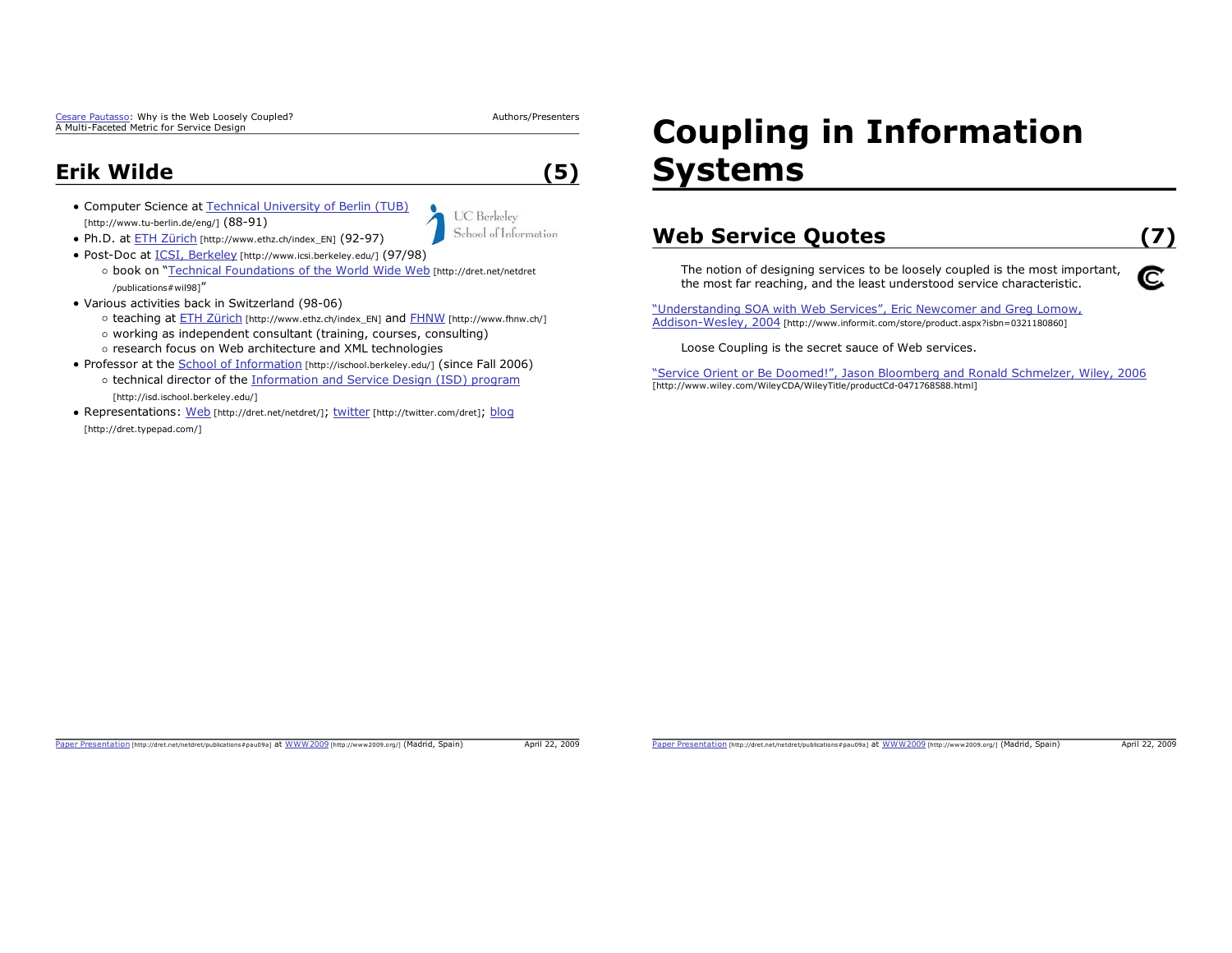## Erik Wilde (5)

- Computer Science at Technical University of Berlin (TUB) [http://www.tu-berlin.de/eng/] (88-91)
- Ph.D. at ETH Zürich [http://www.ethz.ch/index_EN] (92-97)
- Post-Doc at ICSI, Berkeley [http://www.icsi.berkeley.edu/] (97/98)
  - book on "Technical Foundations of the World Wide Web [http://dret.net/netdret/publications#wil98]"
- Various activities back in Switzerland (98-06)
  - teaching at ETH Zürich [http://www.ethz.ch/index_EN] and FHNW [http://www.fhnw.ch/]
  - working as independent consultant (training, courses, consulting)
  - research focus on Web architecture and XML technologies
- Professor at the School of Information [http://ischool.berkeley.edu/] (since Fall 2006)
  - technical director of the Information and Service Design (ISD) program [http://isd.ischool.berkeley.edu/]
- Representations: Web [http://dret.net/netdret/]; twitter [http://twitter.com/dret]; blog [http://dret.typepad.com/]

# Coupling in Information Systems

## Web Service Quotes (7)

> The notion of designing services to be loosely coupled is the most important, the most far reaching, and the least understood service characteristic.

"Understanding SOA with Web Services", Eric Newcomer and Greg Lomow, Addison-Wesley, 2004 [http://www.informit.com/store/product.aspx?isbn=0321180860]

> Loose Coupling is the secret sauce of Web services.

"Service Orient or Be Doomed!", Jason Bloomberg and Ronald Schmelzer, Wiley, 2006 [http://www.wiley.com/WileyCDA/WileyTitle/productCd-0471768588.html]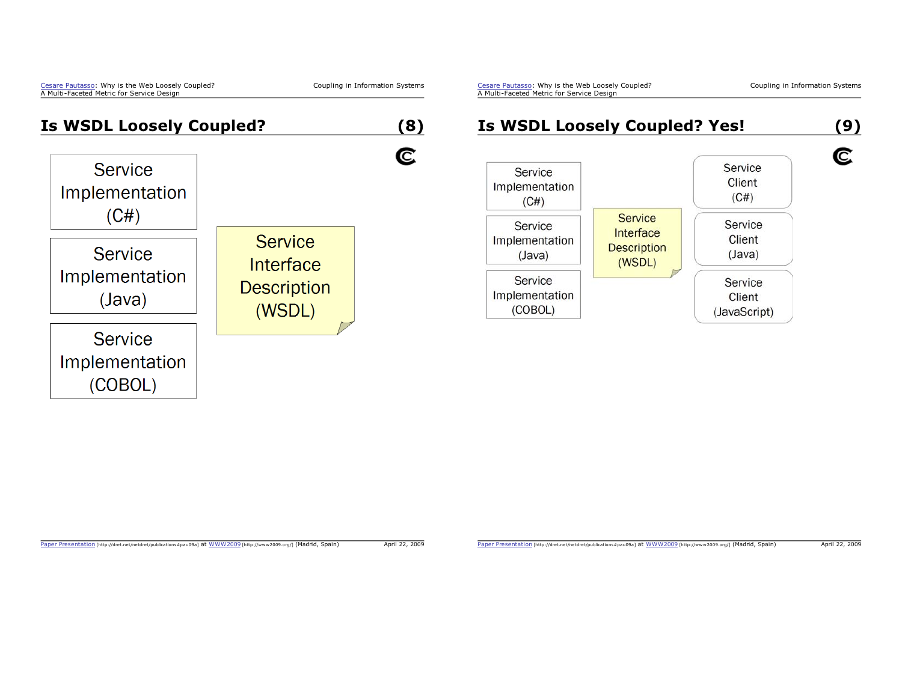## Is WSDL Loosely Coupled? (8)

Service Implementation (C#)

Service Implementation (Java)

Service Implementation (COBOL)

Service Interface Description (WSDL)

## Is WSDL Loosely Coupled? Yes! (9)

Service Implementation (C#)

Service Implementation (Java)

Service Implementation (COBOL)

Service Interface Description (WSDL)

Service Client (C#)

Service Client (Java)

Service Client (JavaScript)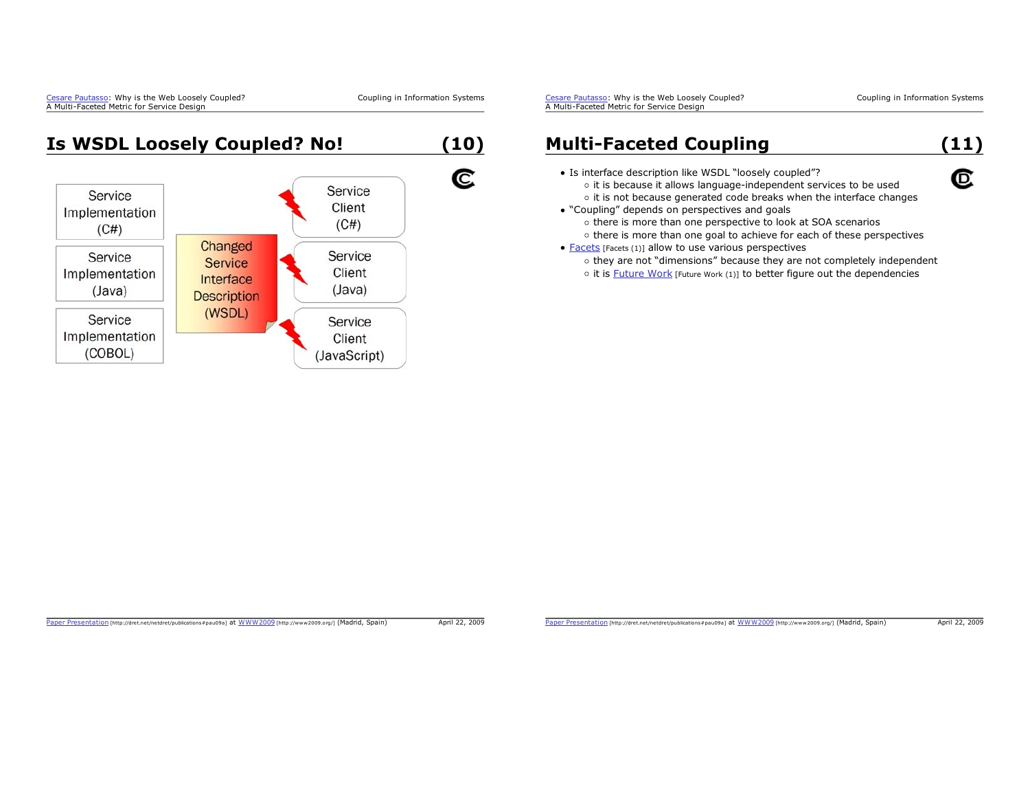## Is WSDL Loosely Coupled? No! (10)

Service Implementation (C#)

Service Implementation (Java)

Service Implementation (COBOL)

Changed Service Interface Description (WSDL)

Service Client (C#)

Service Client (Java)

Service Client (JavaScript)

## Multi-Faceted Coupling (11)

- Is interface description like WSDL "loosely coupled"?
  - it is because it allows language-independent services to be used
  - it is not because generated code breaks when the interface changes
- "Coupling" depends on perspectives and goals
  - there is more than one perspective to look at SOA scenarios
  - there is more than one goal to achieve for each of these perspectives
- Facets [Facets (1)] allow to use various perspectives
  - they are not "dimensions" because they are not completely independent
  - it is Future Work [Future Work (1)] to better figure out the dependencies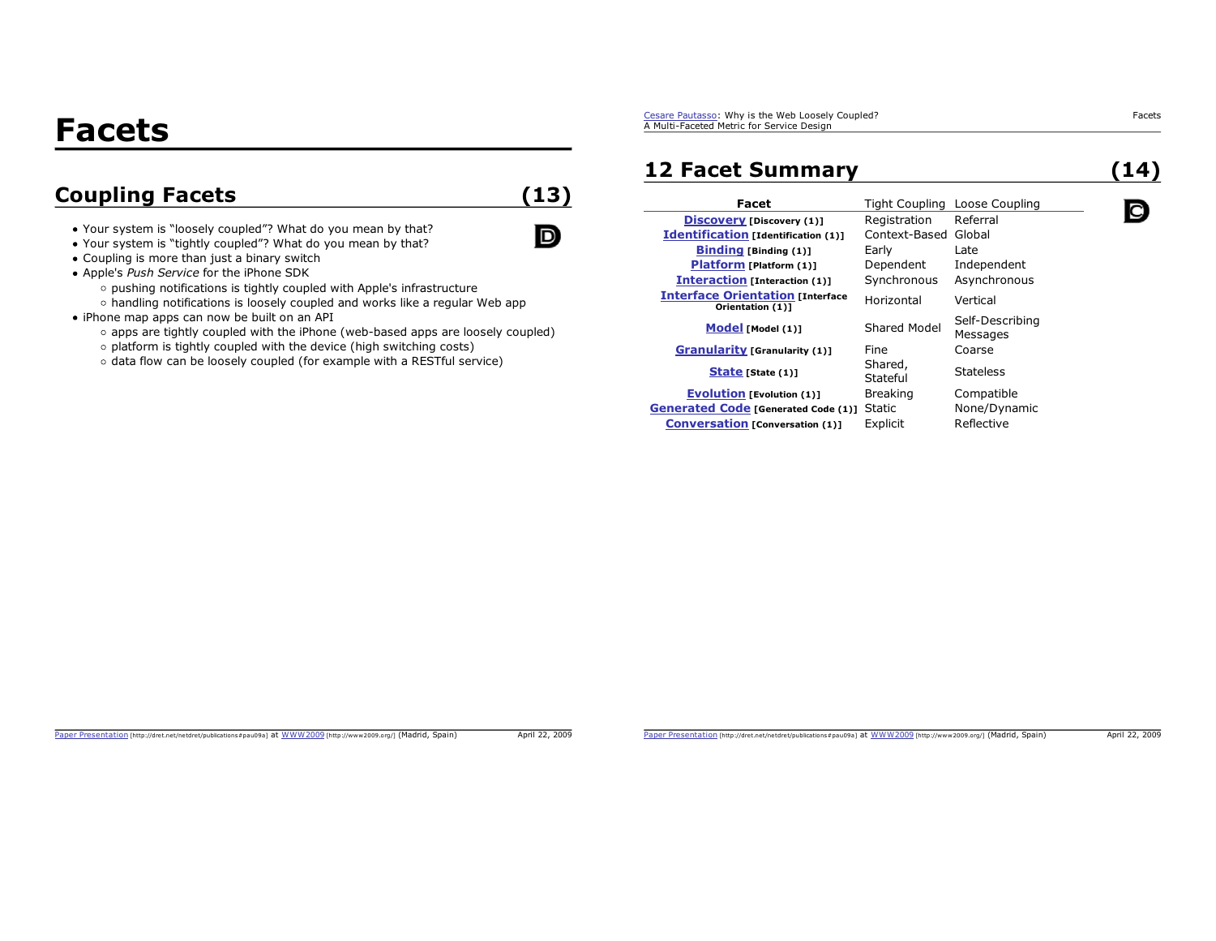# Facets

## Coupling Facets (13)

- Your system is "loosely coupled"? What do you mean by that?
- Your system is "tightly coupled"? What do you mean by that?
- Coupling is more than just a binary switch
- Apple's *Push Service* for the iPhone SDK
  - pushing notifications is tightly coupled with Apple's infrastructure
  - handling notifications is loosely coupled and works like a regular Web app
- iPhone map apps can now be built on an API
  - apps are tightly coupled with the iPhone (web-based apps are loosely coupled)
  - platform is tightly coupled with the device (high switching costs)
  - data flow can be loosely coupled (for example with a RESTful service)

## 12 Facet Summary (14)

| Facet | Tight Coupling | Loose Coupling |
|---|---|---|
| **Discovery** [Discovery (1)] | Registration | Referral |
| **Identification** [Identification (1)] | Context-Based | Global |
| **Binding** [Binding (1)] | Early | Late |
| **Platform** [Platform (1)] | Dependent | Independent |
| **Interaction** [Interaction (1)] | Synchronous | Asynchronous |
| **Interface Orientation** [Interface Orientation (1)] | Horizontal | Vertical |
| **Model** [Model (1)] | Shared Model | Self-Describing Messages |
| **Granularity** [Granularity (1)] | Fine | Coarse |
| **State** [State (1)] | Shared, Stateful | Stateless |
| **Evolution** [Evolution (1)] | Breaking | Compatible |
| **Generated Code** [Generated Code (1)] | Static | None/Dynamic |
| **Conversation** [Conversation (1)] | Explicit | Reflective |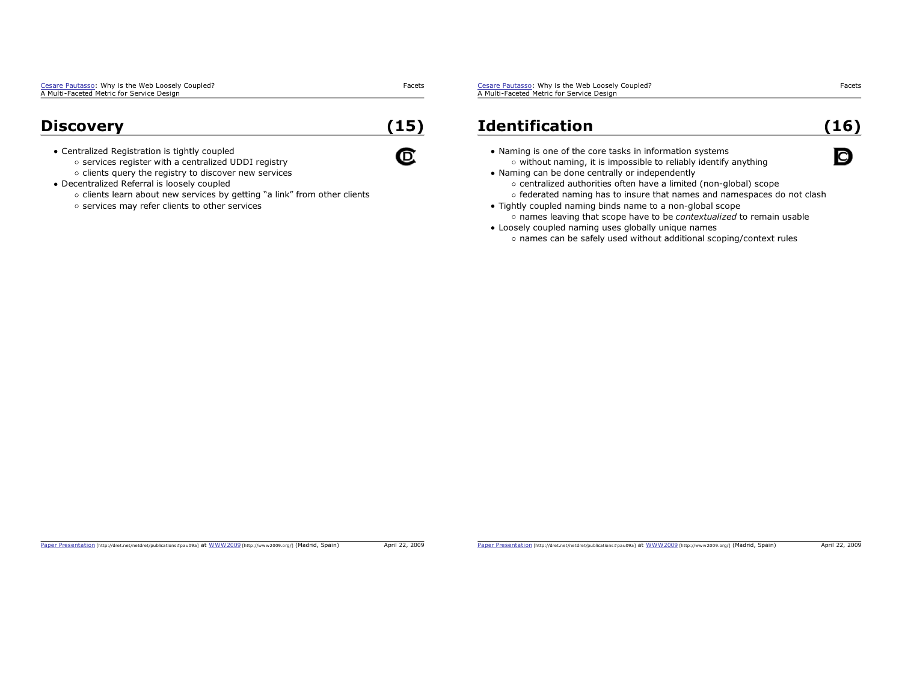## Discovery (15)

- Centralized Registration is tightly coupled
  - services register with a centralized UDDI registry
  - clients query the registry to discover new services
- Decentralized Referral is loosely coupled
  - clients learn about new services by getting “a link” from other clients
  - services may refer clients to other services

## Identification (16)

- Naming is one of the core tasks in information systems
  - without naming, it is impossible to reliably identify anything
- Naming can be done centrally or independently
  - centralized authorities often have a limited (non-global) scope
  - federated naming has to insure that names and namespaces do not clash
- Tightly coupled naming binds name to a non-global scope
  - names leaving that scope have to be *contextualized* to remain usable
- Loosely coupled naming uses globally unique names
  - names can be safely used without additional scoping/context rules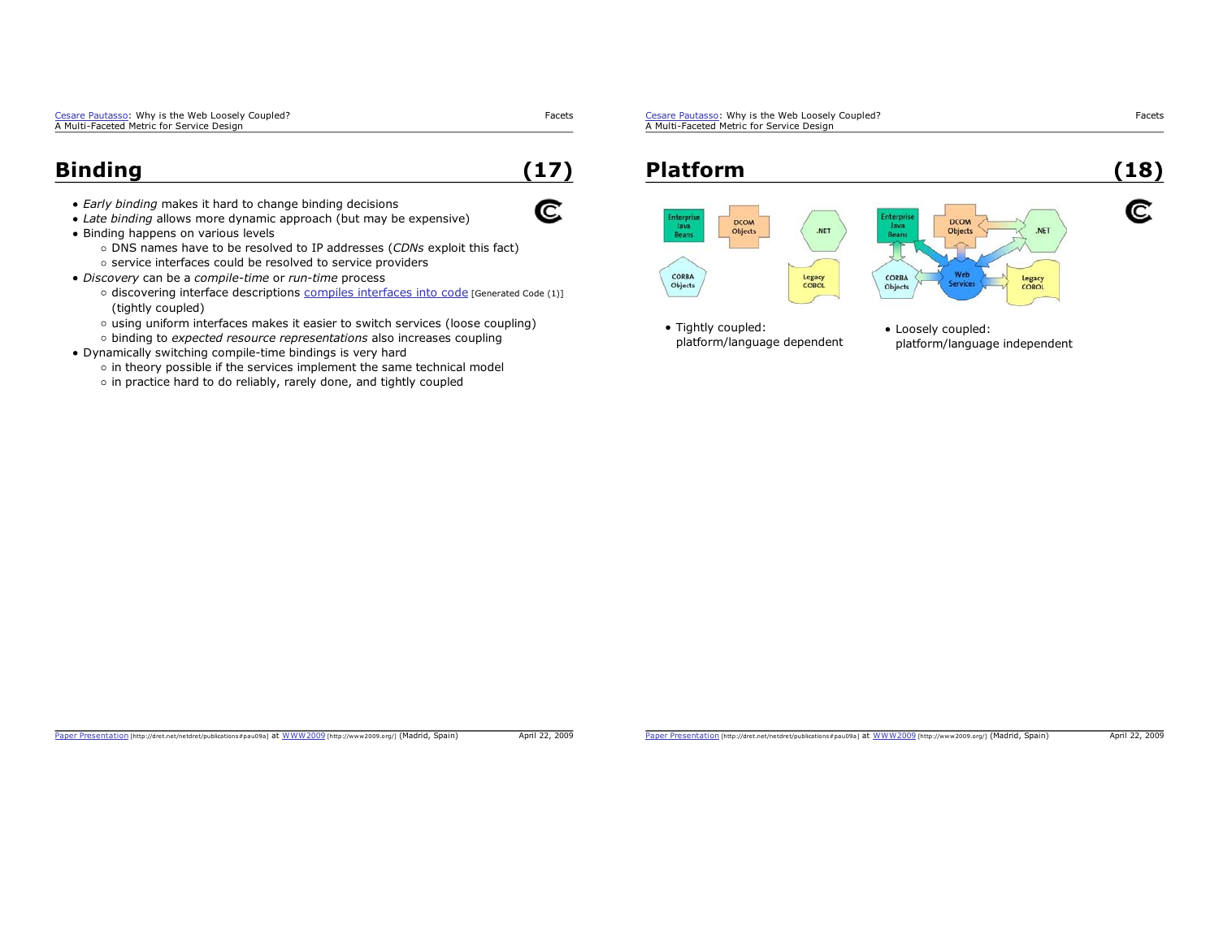## Binding (17)

- *Early binding* makes it hard to change binding decisions
- *Late binding* allows more dynamic approach (but may be expensive)
- Binding happens on various levels
  - DNS names have to be resolved to IP addresses (*CDNs* exploit this fact)
  - service interfaces could be resolved to service providers
- *Discovery* can be a *compile-time* or *run-time* process
  - discovering interface descriptions compiles interfaces into code [Generated Code (1)] (tightly coupled)
  - using uniform interfaces makes it easier to switch services (loose coupling)
  - binding to *expected resource representations* also increases coupling
- Dynamically switching compile-time bindings is very hard
  - in theory possible if the services implement the same technical model
  - in practice hard to do reliably, rarely done, and tightly coupled

## Platform (18)

- Tightly coupled: platform/language dependent
- Loosely coupled: platform/language independent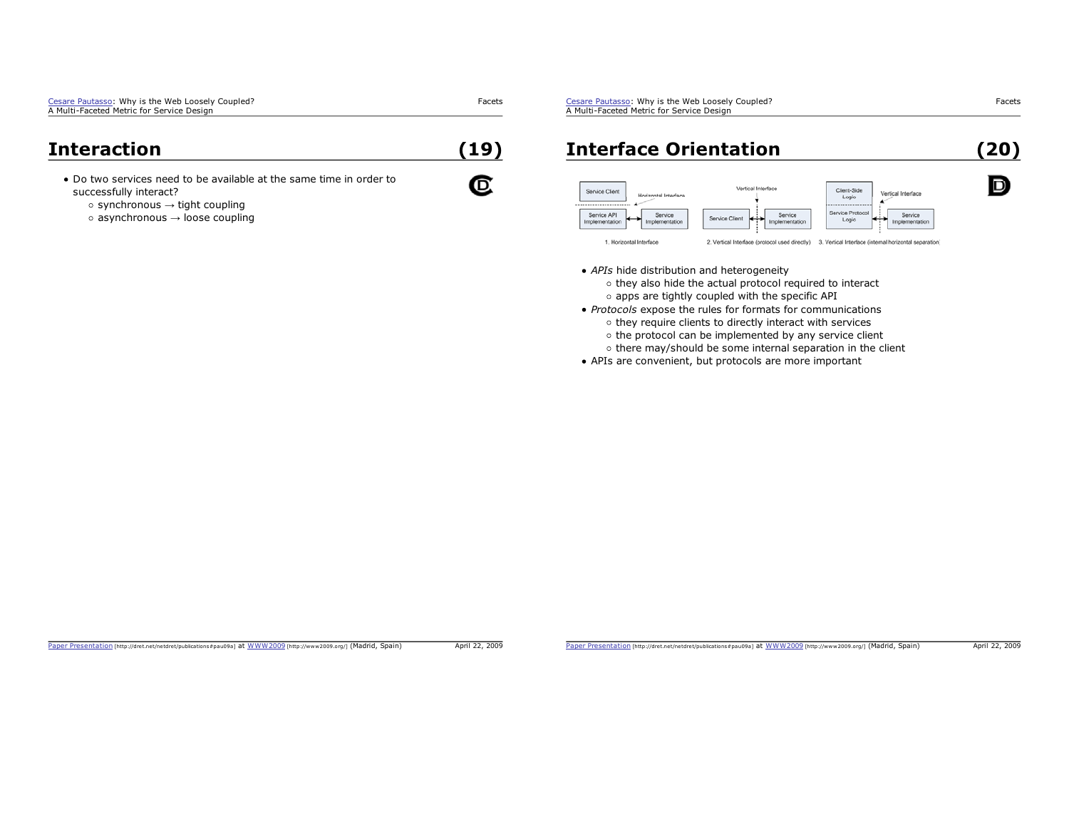## Interaction (19)

- Do two services need to be available at the same time in order to successfully interact?
  - synchronous → tight coupling
  - asynchronous → loose coupling

## Interface Orientation (20)

- *APIs* hide distribution and heterogeneity
  - they also hide the actual protocol required to interact
  - apps are tightly coupled with the specific API
- *Protocols* expose the rules for formats for communications
  - they require clients to directly interact with services
  - the protocol can be implemented by any service client
  - there may/should be some internal separation in the client
- APIs are convenient, but protocols are more important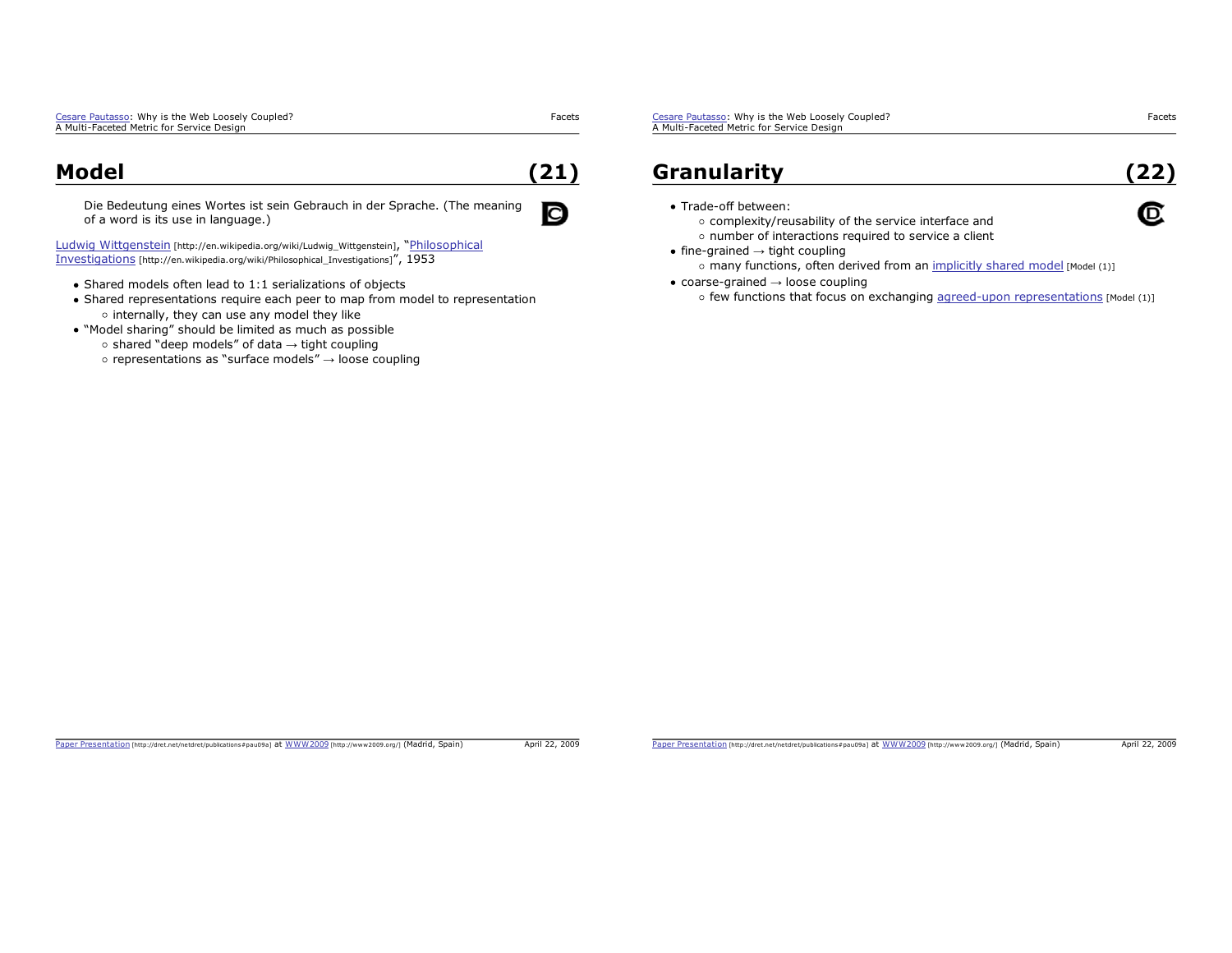## Model (21)

Die Bedeutung eines Wortes ist sein Gebrauch in der Sprache. (The meaning of a word is its use in language.)

Ludwig Wittgenstein [http://en.wikipedia.org/wiki/Ludwig_Wittgenstein], "Philosophical Investigations [http://en.wikipedia.org/wiki/Philosophical_Investigations]", 1953

- Shared models often lead to 1:1 serializations of objects
- Shared representations require each peer to map from model to representation
  - internally, they can use any model they like
- "Model sharing" should be limited as much as possible
  - shared "deep models" of data → tight coupling
  - representations as "surface models" → loose coupling

## Granularity (22)

- Trade-off between:
  - complexity/reusability of the service interface and
  - number of interactions required to service a client
- fine-grained → tight coupling
  - many functions, often derived from an implicitly shared model [Model (1)]
- coarse-grained → loose coupling
  - few functions that focus on exchanging agreed-upon representations [Model (1)]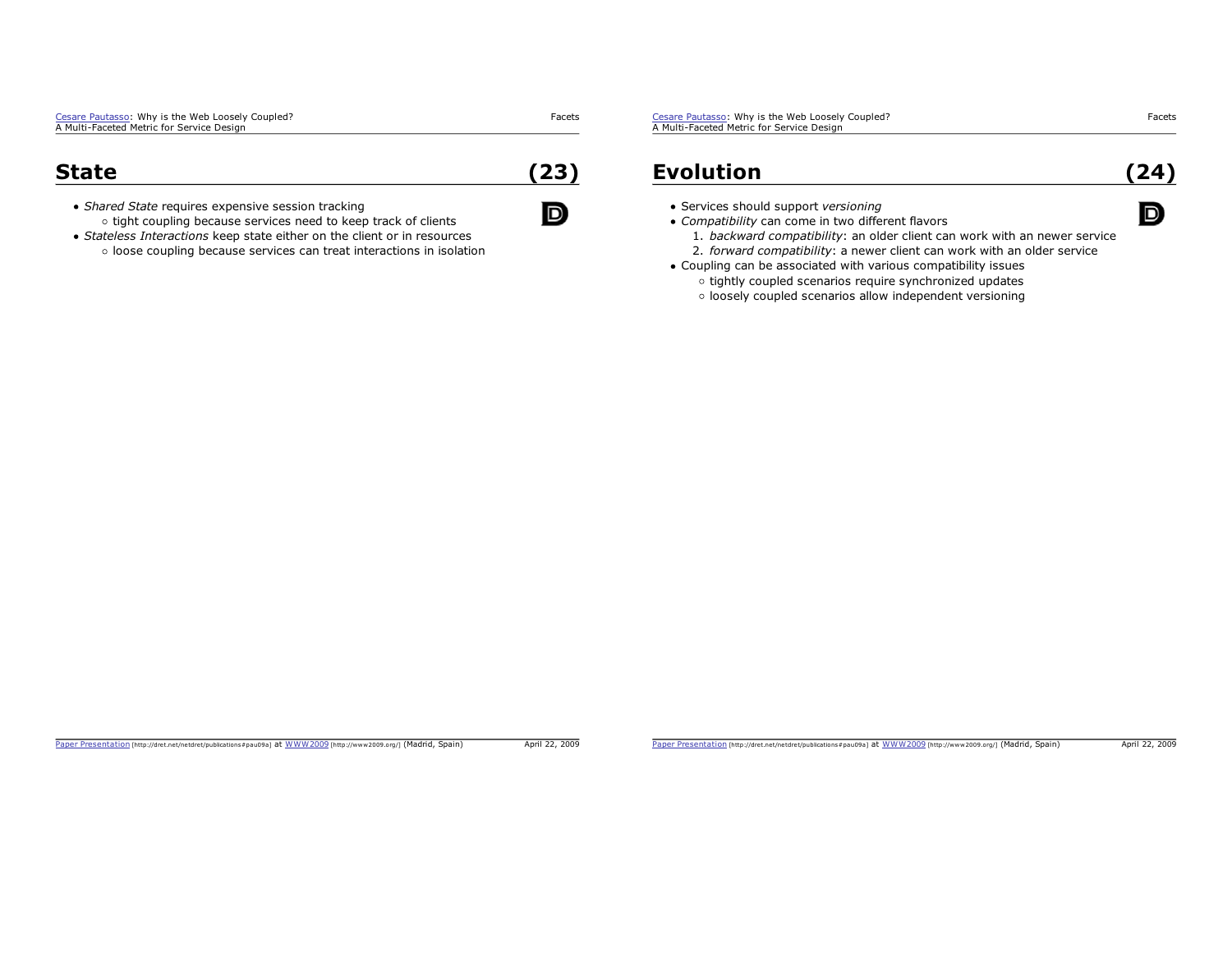## State (23)

- *Shared State* requires expensive session tracking
  - tight coupling because services need to keep track of clients
- *Stateless Interactions* keep state either on the client or in resources
  - loose coupling because services can treat interactions in isolation

## Evolution (24)

- Services should support *versioning*
- *Compatibility* can come in two different flavors
  1. *backward compatibility*: an older client can work with an newer service
  2. *forward compatibility*: a newer client can work with an older service
- Coupling can be associated with various compatibility issues
  - tightly coupled scenarios require synchronized updates
  - loosely coupled scenarios allow independent versioning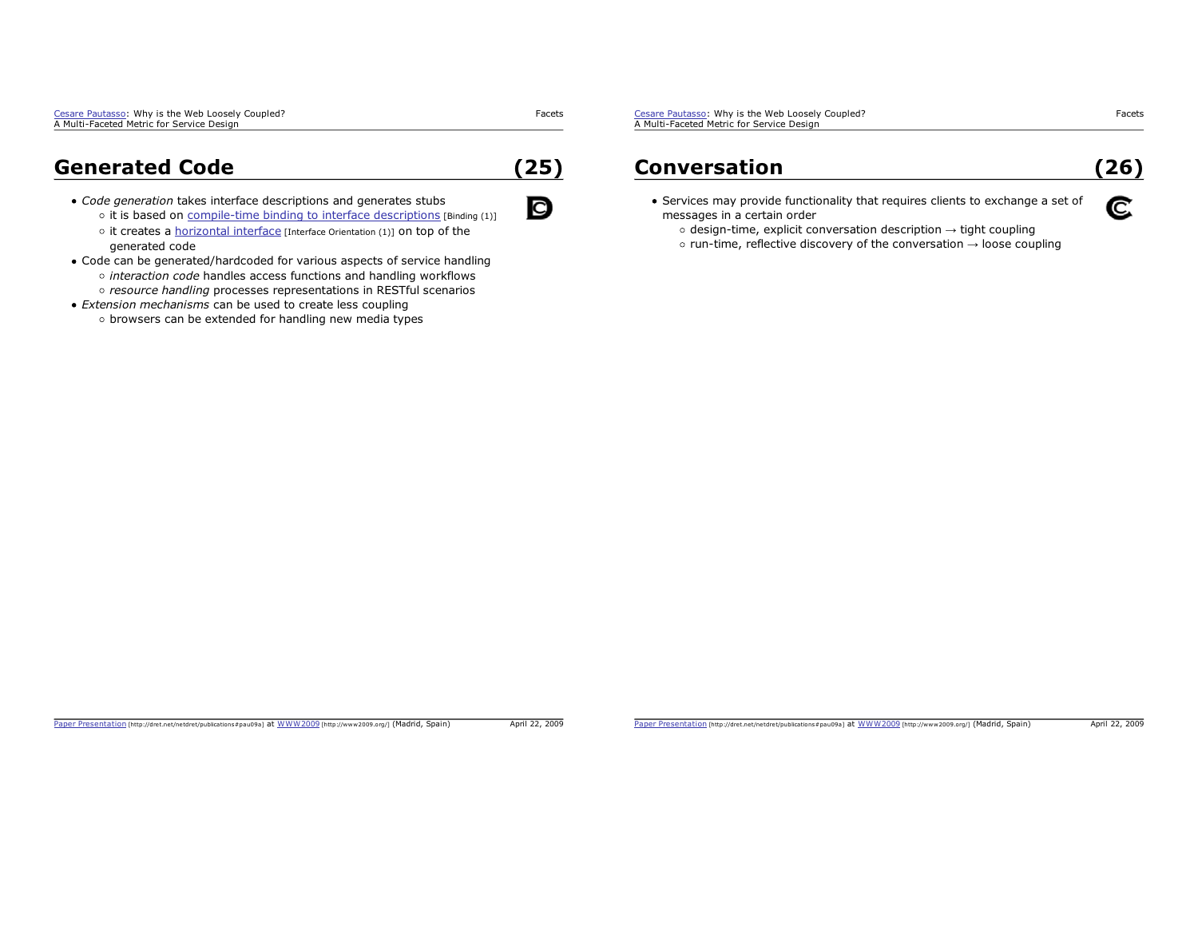## Generated Code (25)

- *Code generation* takes interface descriptions and generates stubs
  - it is based on compile-time binding to interface descriptions [Binding (1)]
  - it creates a horizontal interface [Interface Orientation (1)] on top of the generated code
- Code can be generated/hardcoded for various aspects of service handling
  - *interaction code* handles access functions and handling workflows
  - *resource handling* processes representations in RESTful scenarios
- *Extension mechanisms* can be used to create less coupling
  - browsers can be extended for handling new media types

## Conversation (26)

- Services may provide functionality that requires clients to exchange a set of messages in a certain order
  - design-time, explicit conversation description → tight coupling
  - run-time, reflective discovery of the conversation → loose coupling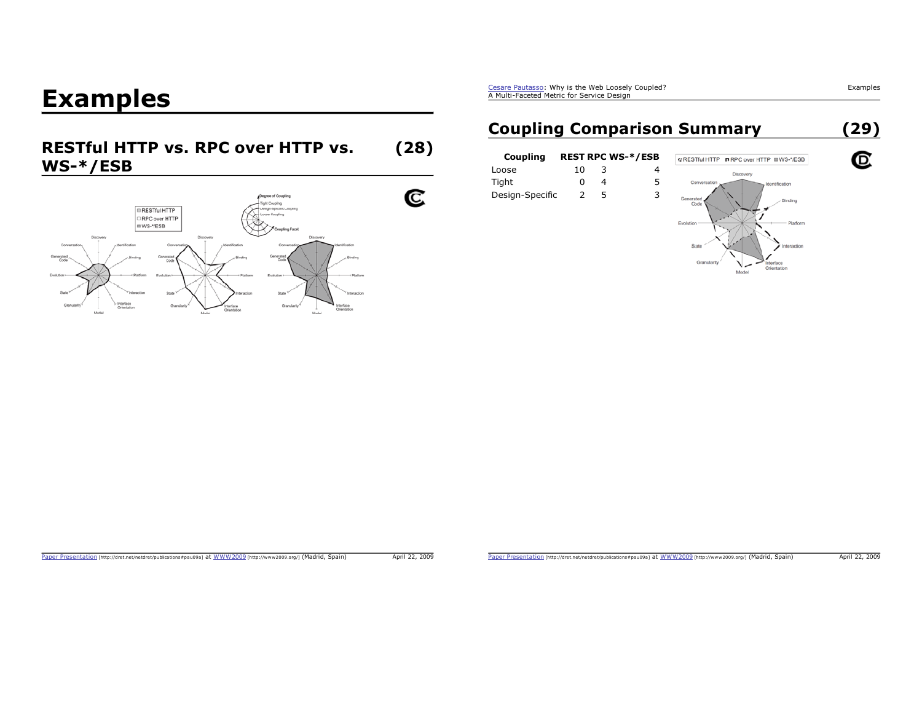# Examples

## RESTful HTTP vs. RPC over HTTP vs. WS-*/ESB (28)

## Coupling Comparison Summary (29)

| Coupling | REST | RPC | WS-*/ESB |
|---|---|---|---|
| Loose | 10 | 3 | 4 |
| Tight | 0 | 4 | 5 |
| Design-Specific | 2 | 5 | 3 |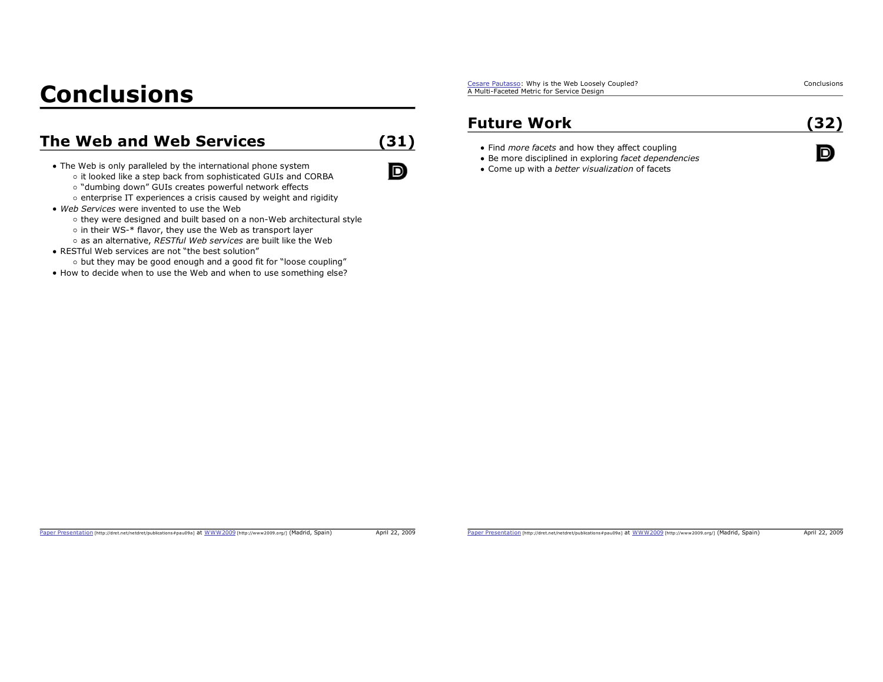# Conclusions

## The Web and Web Services (31)

- The Web is only paralleled by the international phone system
  - it looked like a step back from sophisticated GUIs and CORBA
  - "dumbing down" GUIs creates powerful network effects
  - enterprise IT experiences a crisis caused by weight and rigidity
- *Web Services* were invented to use the Web
  - they were designed and built based on a non-Web architectural style
  - in their WS-* flavor, they use the Web as transport layer
  - as an alternative, *RESTful Web services* are built like the Web
- RESTful Web services are not "the best solution"
  - but they may be good enough and a good fit for "loose coupling"
- How to decide when to use the Web and when to use something else?

## Future Work (32)

- Find *more facets* and how they affect coupling
- Be more disciplined in exploring *facet dependencies*
- Come up with a *better visualization* of facets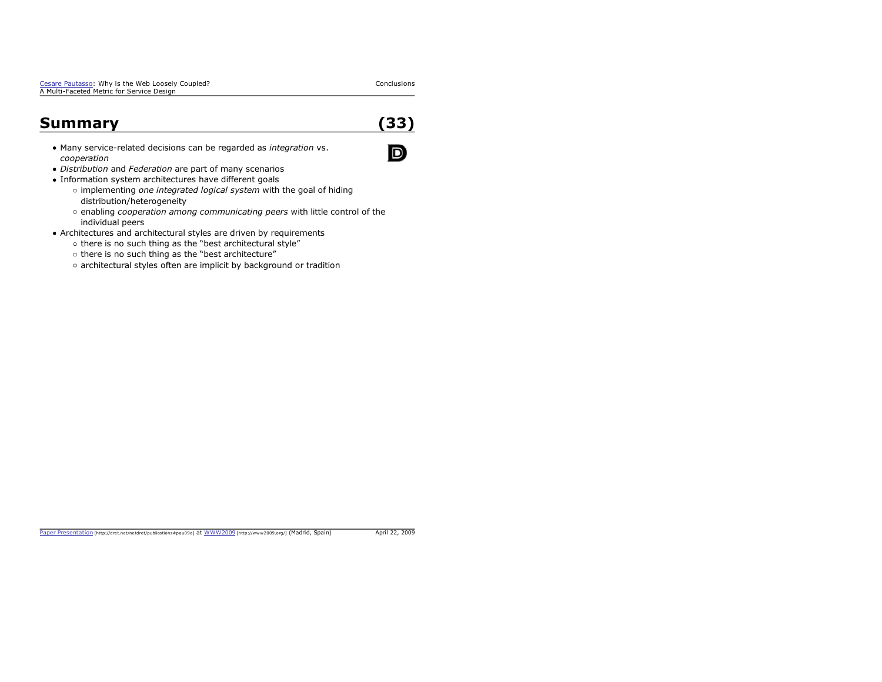## Summary (33)

- Many service-related decisions can be regarded as *integration* vs. *cooperation*
- *Distribution* and *Federation* are part of many scenarios
- Information system architectures have different goals
  - implementing *one integrated logical system* with the goal of hiding distribution/heterogeneity
  - enabling *cooperation among communicating peers* with little control of the individual peers
- Architectures and architectural styles are driven by requirements
  - there is no such thing as the "best architectural style"
  - there is no such thing as the "best architecture"
  - architectural styles often are implicit by background or tradition